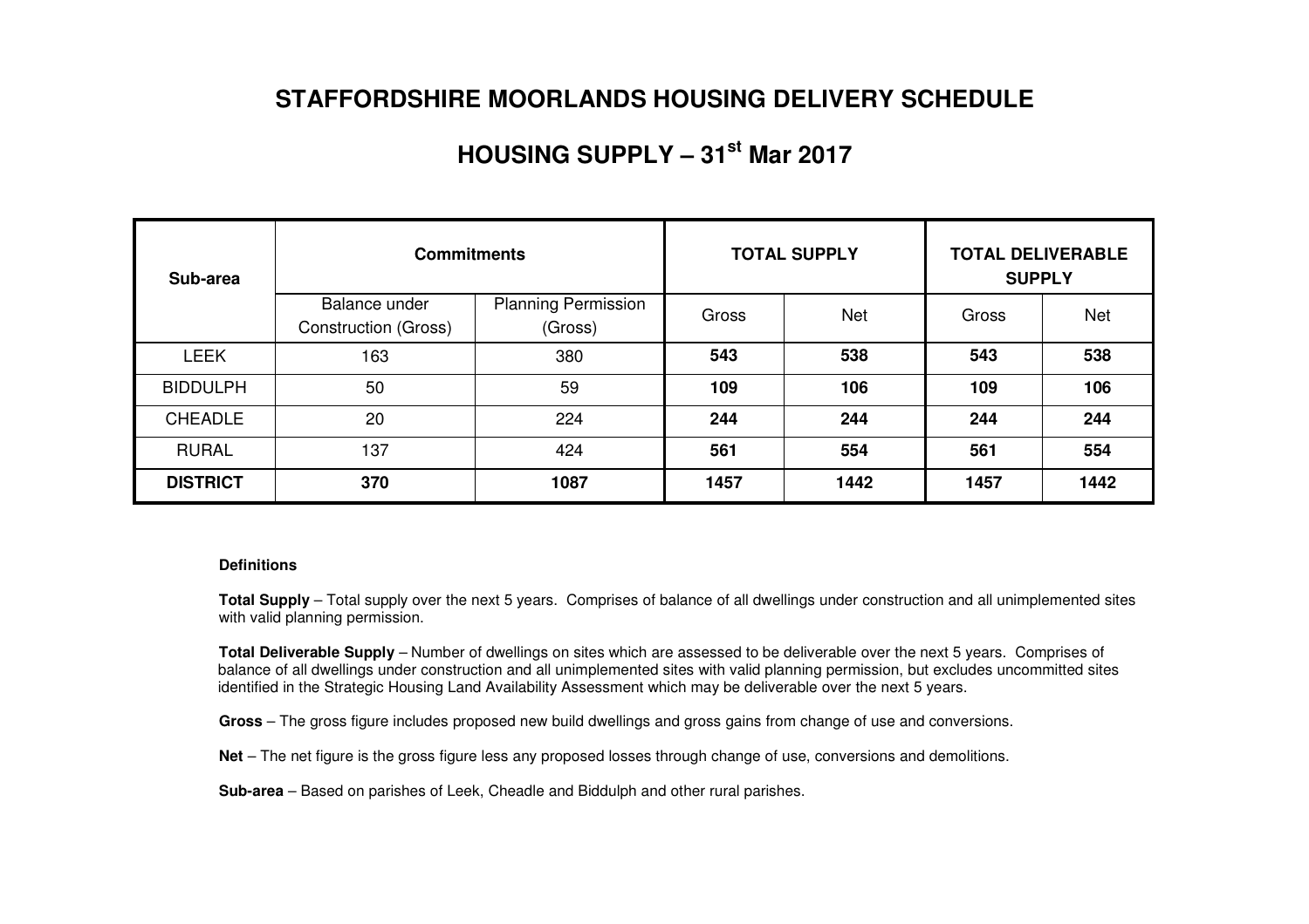# STAFFORDSHIRE MOORLANDS HOUSING DELIVERY SCHEDULE

## HOUSING SUPPLY – 31st Mar 2017

| Sub-area | Commitments | | TOTAL SUPPLY | | TOTAL DELIVERABLE SUPPLY | |
|---|---|---|---|---|---|---|
| | Balance under Construction (Gross) | Planning Permission (Gross) | Gross | Net | Gross | Net |
| LEEK | 163 | 380 | **543** | **538** | **543** | **538** |
| BIDDULPH | 50 | 59 | **109** | **106** | **109** | **106** |
| CHEADLE | 20 | 224 | **244** | **244** | **244** | **244** |
| RURAL | 137 | 424 | **561** | **554** | **561** | **554** |
| **DISTRICT** | **370** | **1087** | **1457** | **1442** | **1457** | **1442** |

**Definitions**

**Total Supply** – Total supply over the next 5 years. Comprises of balance of all dwellings under construction and all unimplemented sites with valid planning permission.

**Total Deliverable Supply** – Number of dwellings on sites which are assessed to be deliverable over the next 5 years. Comprises of balance of all dwellings under construction and all unimplemented sites with valid planning permission, but excludes uncommitted sites identified in the Strategic Housing Land Availability Assessment which may be deliverable over the next 5 years.

**Gross** – The gross figure includes proposed new build dwellings and gross gains from change of use and conversions.

**Net** – The net figure is the gross figure less any proposed losses through change of use, conversions and demolitions.

**Sub-area** – Based on parishes of Leek, Cheadle and Biddulph and other rural parishes.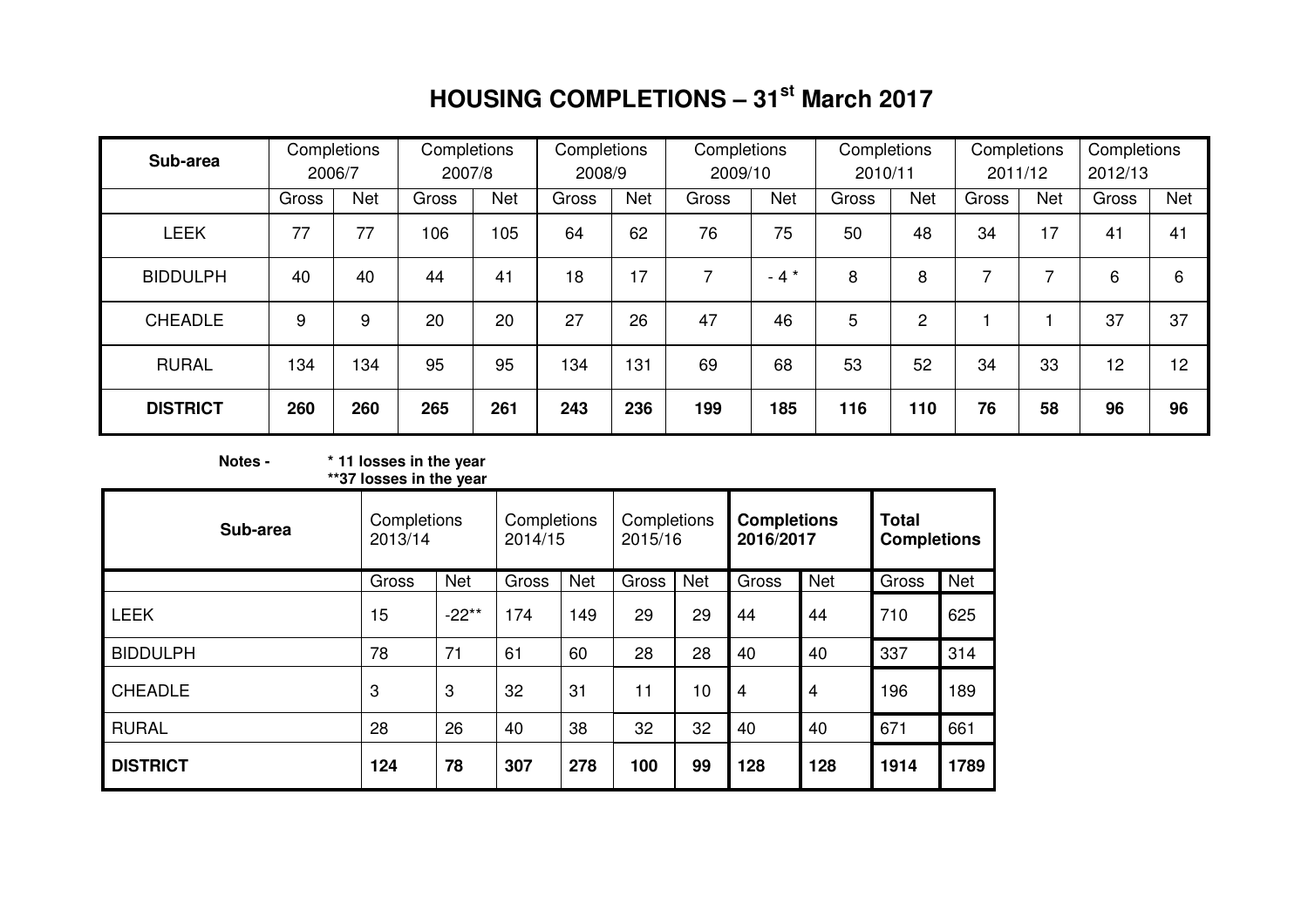# HOUSING COMPLETIONS – 31st March 2017

| Sub-area | Completions 2006/7 | | Completions 2007/8 | | Completions 2008/9 | | Completions 2009/10 | | Completions 2010/11 | | Completions 2011/12 | | Completions 2012/13 | |
|---|---|---|---|---|---|---|---|---|---|---|---|---|---|---|
| | Gross | Net | Gross | Net | Gross | Net | Gross | Net | Gross | Net | Gross | Net | Gross | Net |
| LEEK | 77 | 77 | 106 | 105 | 64 | 62 | 76 | 75 | 50 | 48 | 34 | 17 | 41 | 41 |
| BIDDULPH | 40 | 40 | 44 | 41 | 18 | 17 | 7 | - 4 * | 8 | 8 | 7 | 7 | 6 | 6 |
| CHEADLE | 9 | 9 | 20 | 20 | 27 | 26 | 47 | 46 | 5 | 2 | 1 | 1 | 37 | 37 |
| RURAL | 134 | 134 | 95 | 95 | 134 | 131 | 69 | 68 | 53 | 52 | 34 | 33 | 12 | 12 |
| **DISTRICT** | **260** | **260** | **265** | **261** | **243** | **236** | **199** | **185** | **116** | **110** | **76** | **58** | **96** | **96** |

**Notes -** **\* 11 losses in the year**
**\*\*37 losses in the year**

| Sub-area | Completions 2013/14 | | Completions 2014/15 | | Completions 2015/16 | | **Completions 2016/2017** | | **Total Completions** | |
|---|---|---|---|---|---|---|---|---|---|---|
| | Gross | Net | Gross | Net | Gross | Net | Gross | Net | Gross | Net |
| LEEK | 15 | -22** | 174 | 149 | 29 | 29 | 44 | 44 | 710 | 625 |
| BIDDULPH | 78 | 71 | 61 | 60 | 28 | 28 | 40 | 40 | 337 | 314 |
| CHEADLE | 3 | 3 | 32 | 31 | 11 | 10 | 4 | 4 | 196 | 189 |
| RURAL | 28 | 26 | 40 | 38 | 32 | 32 | 40 | 40 | 671 | 661 |
| **DISTRICT** | **124** | **78** | **307** | **278** | **100** | **99** | **128** | **128** | **1914** | **1789** |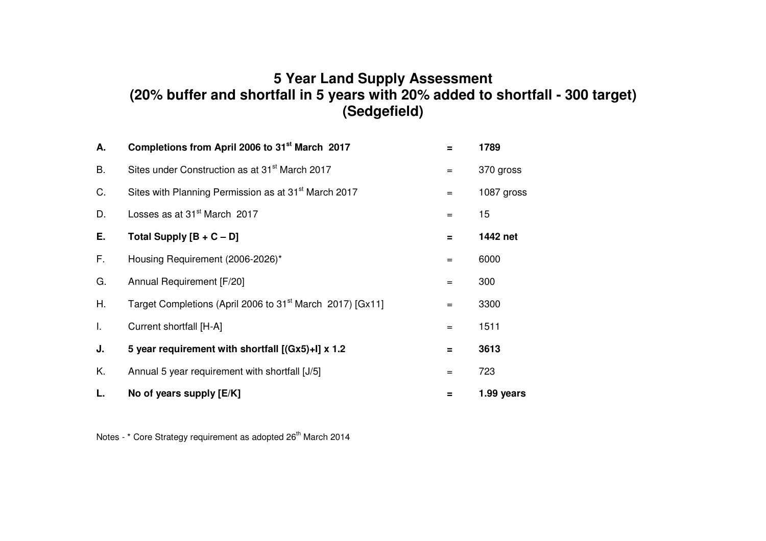# 5 Year Land Supply Assessment
# (20% buffer and shortfall in 5 years with 20% added to shortfall - 300 target)
# (Sedgefield)

| | | | |
|---|---|---|---|
| **A.** | **Completions from April 2006 to 31st March 2017** | **=** | **1789** |
| B. | Sites under Construction as at 31st March 2017 | = | 370 gross |
| C. | Sites with Planning Permission as at 31st March 2017 | = | 1087 gross |
| D. | Losses as at 31st March 2017 | = | 15 |
| **E.** | **Total Supply [B + C – D]** | **=** | **1442 net** |
| F. | Housing Requirement (2006-2026)* | = | 6000 |
| G. | Annual Requirement [F/20] | = | 300 |
| H. | Target Completions (April 2006 to 31st March 2017) [Gx11] | = | 3300 |
| I. | Current shortfall [H-A] | = | 1511 |
| **J.** | **5 year requirement with shortfall [(Gx5)+I] x 1.2** | **=** | **3613** |
| K. | Annual 5 year requirement with shortfall [J/5] | = | 723 |
| **L.** | **No of years supply [E/K]** | **=** | **1.99 years** |

Notes - * Core Strategy requirement as adopted 26th March 2014